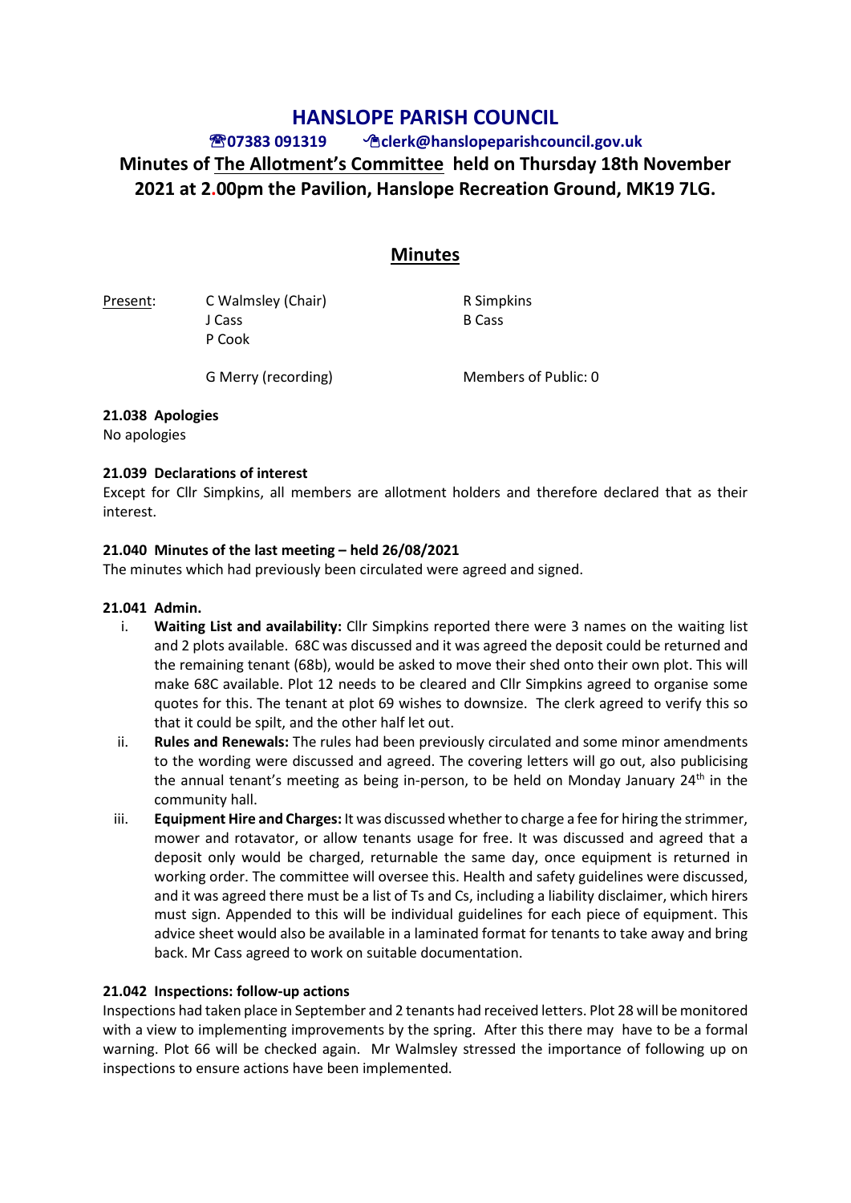# HANSLOPE PARISH COUNCIL

**☎07383 091319 ✉clerk@hanslopeparishcouncil.gov.uk**

## Minutes of The Allotment's Committee held on Thursday 18th November 2021 at 2.00pm the Pavilion, Hanslope Recreation Ground, MK19 7LG.

## Minutes

Present: C Walmsley (Chair), R Simpkins, J Cass, B Cass, P Cook

G Merry (recording) Members of Public: 0

**21.038 Apologies**

No apologies

**21.039 Declarations of interest**

Except for Cllr Simpkins, all members are allotment holders and therefore declared that as their interest.

**21.040 Minutes of the last meeting – held 26/08/2021**

The minutes which had previously been circulated were agreed and signed.

**21.041 Admin.**

i. **Waiting List and availability:** Cllr Simpkins reported there were 3 names on the waiting list and 2 plots available. 68C was discussed and it was agreed the deposit could be returned and the remaining tenant (68b), would be asked to move their shed onto their own plot. This will make 68C available. Plot 12 needs to be cleared and Cllr Simpkins agreed to organise some quotes for this. The tenant at plot 69 wishes to downsize. The clerk agreed to verify this so that it could be spilt, and the other half let out.

ii. **Rules and Renewals:** The rules had been previously circulated and some minor amendments to the wording were discussed and agreed. The covering letters will go out, also publicising the annual tenant's meeting as being in-person, to be held on Monday January 24th in the community hall.

iii. **Equipment Hire and Charges:** It was discussed whether to charge a fee for hiring the strimmer, mower and rotavator, or allow tenants usage for free. It was discussed and agreed that a deposit only would be charged, returnable the same day, once equipment is returned in working order. The committee will oversee this. Health and safety guidelines were discussed, and it was agreed there must be a list of Ts and Cs, including a liability disclaimer, which hirers must sign. Appended to this will be individual guidelines for each piece of equipment. This advice sheet would also be available in a laminated format for tenants to take away and bring back. Mr Cass agreed to work on suitable documentation.

**21.042 Inspections: follow-up actions**

Inspections had taken place in September and 2 tenants had received letters. Plot 28 will be monitored with a view to implementing improvements by the spring. After this there may have to be a formal warning. Plot 66 will be checked again. Mr Walmsley stressed the importance of following up on inspections to ensure actions have been implemented.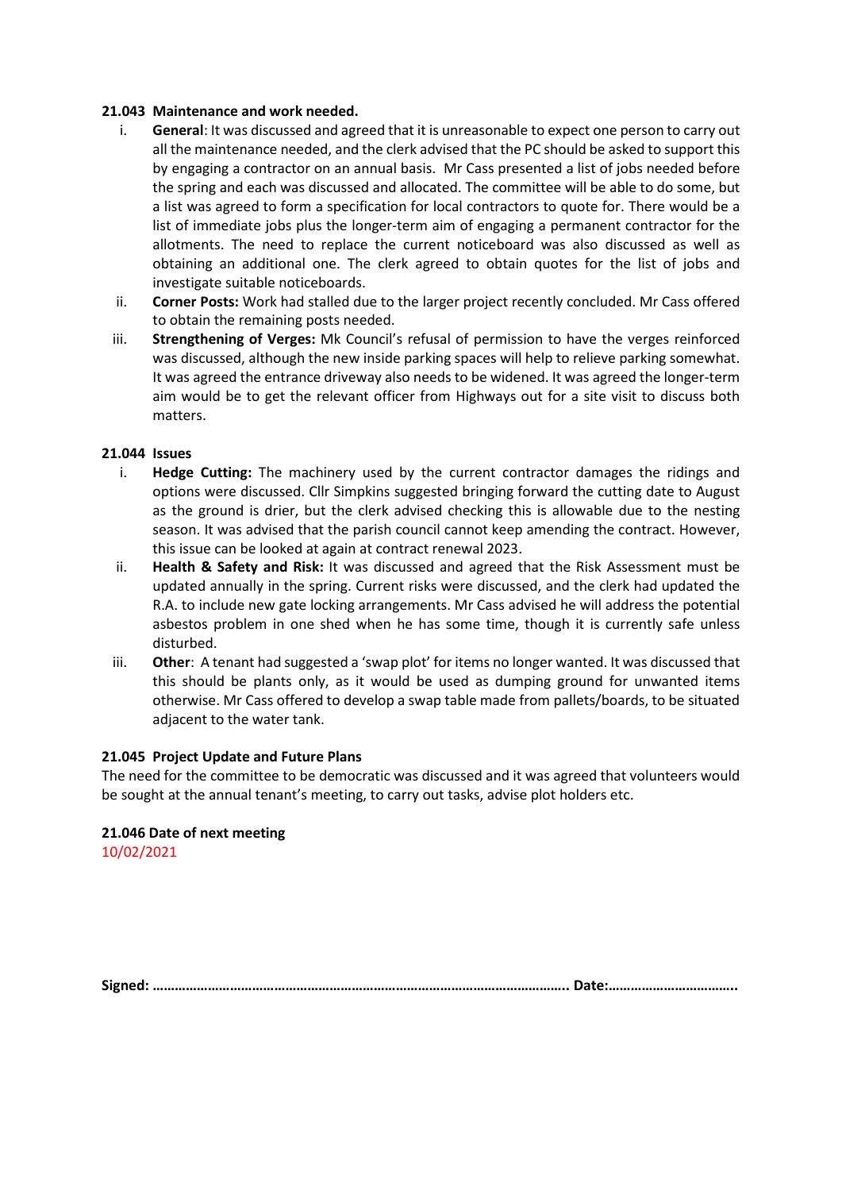#### 21.043 Maintenance and work needed.

i. **General**: It was discussed and agreed that it is unreasonable to expect one person to carry out all the maintenance needed, and the clerk advised that the PC should be asked to support this by engaging a contractor on an annual basis. Mr Cass presented a list of jobs needed before the spring and each was discussed and allocated. The committee will be able to do some, but a list was agreed to form a specification for local contractors to quote for. There would be a list of immediate jobs plus the longer-term aim of engaging a permanent contractor for the allotments. The need to replace the current noticeboard was also discussed as well as obtaining an additional one. The clerk agreed to obtain quotes for the list of jobs and investigate suitable noticeboards.

ii. **Corner Posts:** Work had stalled due to the larger project recently concluded. Mr Cass offered to obtain the remaining posts needed.

iii. **Strengthening of Verges:** Mk Council's refusal of permission to have the verges reinforced was discussed, although the new inside parking spaces will help to relieve parking somewhat. It was agreed the entrance driveway also needs to be widened. It was agreed the longer-term aim would be to get the relevant officer from Highways out for a site visit to discuss both matters.

#### 21.044 Issues

i. **Hedge Cutting:** The machinery used by the current contractor damages the ridings and options were discussed. Cllr Simpkins suggested bringing forward the cutting date to August as the ground is drier, but the clerk advised checking this is allowable due to the nesting season. It was advised that the parish council cannot keep amending the contract. However, this issue can be looked at again at contract renewal 2023.

ii. **Health & Safety and Risk:** It was discussed and agreed that the Risk Assessment must be updated annually in the spring. Current risks were discussed, and the clerk had updated the R.A. to include new gate locking arrangements. Mr Cass advised he will address the potential asbestos problem in one shed when he has some time, though it is currently safe unless disturbed.

iii. **Other**: A tenant had suggested a 'swap plot' for items no longer wanted. It was discussed that this should be plants only, as it would be used as dumping ground for unwanted items otherwise. Mr Cass offered to develop a swap table made from pallets/boards, to be situated adjacent to the water tank.

#### 21.045 Project Update and Future Plans

The need for the committee to be democratic was discussed and it was agreed that volunteers would be sought at the annual tenant's meeting, to carry out tasks, advise plot holders etc.

#### 21.046 Date of next meeting

10/02/2021

**Signed: ……………………………………………………………………………………………….. Date:……………………………..**